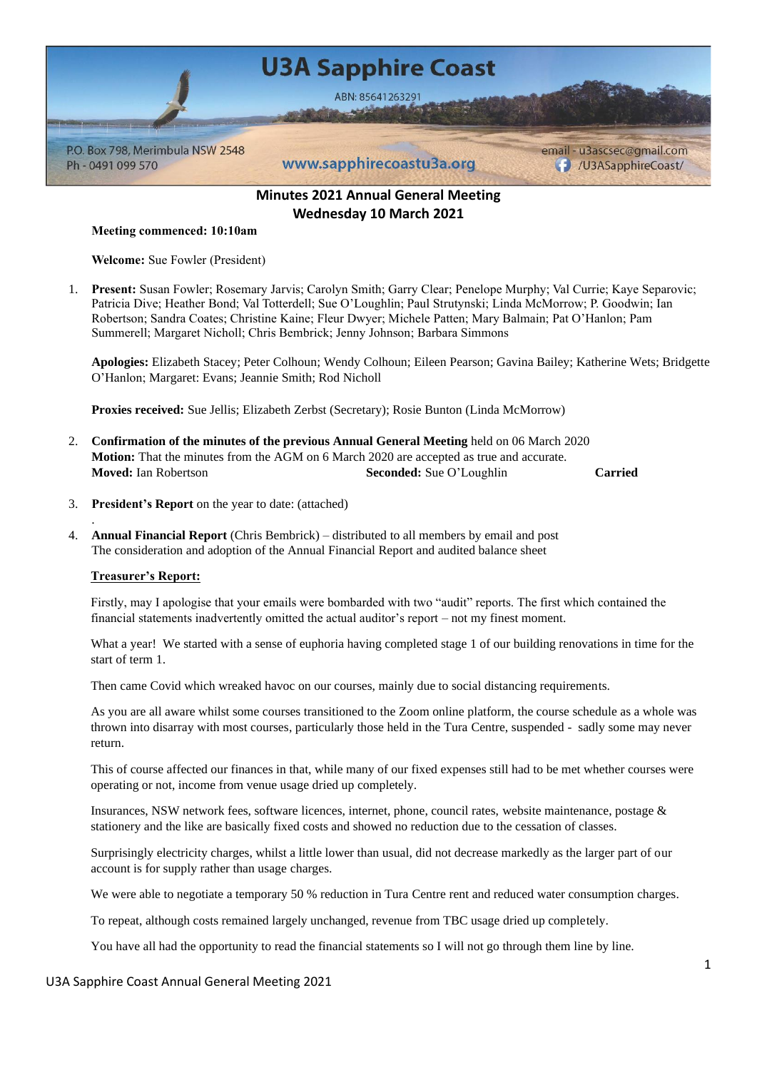# U3A Sapphire Coast

ABN: 85641263291

P.O. Box 798, Merimbula NSW 2548
Ph - 0491 099 570

www.sapphirecoastu3a.org

email - u3ascsec@gmail.com
/U3ASapphireCoast/

## Minutes 2021 Annual General Meeting
## Wednesday 10 March 2021

**Meeting commenced: 10:10am**

**Welcome:** Sue Fowler (President)

1. **Present:** Susan Fowler; Rosemary Jarvis; Carolyn Smith; Garry Clear; Penelope Murphy; Val Currie; Kaye Separovic; Patricia Dive; Heather Bond; Val Totterdell; Sue O'Loughlin; Paul Strutynski; Linda McMorrow; P. Goodwin; Ian Robertson; Sandra Coates; Christine Kaine; Fleur Dwyer; Michele Patten; Mary Balmain; Pat O'Hanlon; Pam Summerell; Margaret Nicholl; Chris Bembrick; Jenny Johnson; Barbara Simmons

   **Apologies:** Elizabeth Stacey; Peter Colhoun; Wendy Colhoun; Eileen Pearson; Gavina Bailey; Katherine Wets; Bridgette O'Hanlon; Margaret: Evans; Jeannie Smith; Rod Nicholl

   **Proxies received:** Sue Jellis; Elizabeth Zerbst (Secretary); Rosie Bunton (Linda McMorrow)

2. **Confirmation of the minutes of the previous Annual General Meeting** held on 06 March 2020
   **Motion:** That the minutes from the AGM on 6 March 2020 are accepted as true and accurate.
   **Moved:** Ian Robertson **Seconded:** Sue O'Loughlin **Carried**

3. **President's Report** on the year to date: (attached)

4. **Annual Financial Report** (Chris Bembrick) – distributed to all members by email and post
   The consideration and adoption of the Annual Financial Report and audited balance sheet

   **Treasurer's Report:**

   Firstly, may I apologise that your emails were bombarded with two "audit" reports. The first which contained the financial statements inadvertently omitted the actual auditor's report – not my finest moment.

   What a year! We started with a sense of euphoria having completed stage 1 of our building renovations in time for the start of term 1.

   Then came Covid which wreaked havoc on our courses, mainly due to social distancing requirements.

   As you are all aware whilst some courses transitioned to the Zoom online platform, the course schedule as a whole was thrown into disarray with most courses, particularly those held in the Tura Centre, suspended - sadly some may never return.

   This of course affected our finances in that, while many of our fixed expenses still had to be met whether courses were operating or not, income from venue usage dried up completely.

   Insurances, NSW network fees, software licences, internet, phone, council rates, website maintenance, postage & stationery and the like are basically fixed costs and showed no reduction due to the cessation of classes.

   Surprisingly electricity charges, whilst a little lower than usual, did not decrease markedly as the larger part of our account is for supply rather than usage charges.

   We were able to negotiate a temporary 50 % reduction in Tura Centre rent and reduced water consumption charges.

   To repeat, although costs remained largely unchanged, revenue from TBC usage dried up completely.

   You have all had the opportunity to read the financial statements so I will not go through them line by line.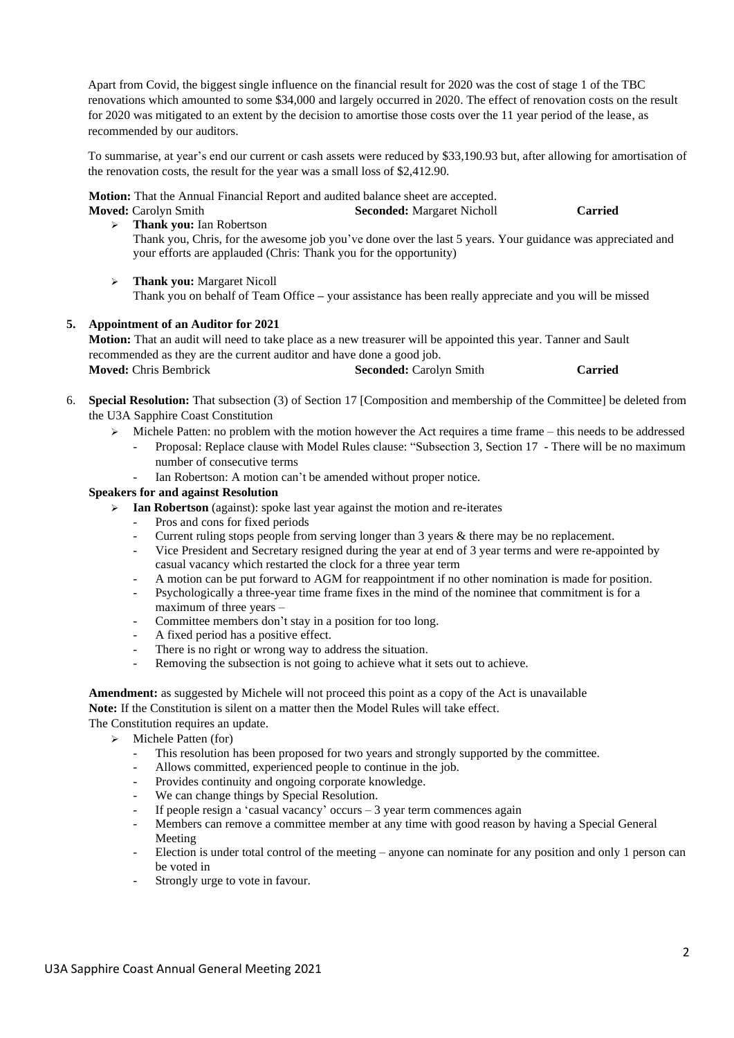Apart from Covid, the biggest single influence on the financial result for 2020 was the cost of stage 1 of the TBC renovations which amounted to some $34,000 and largely occurred in 2020. The effect of renovation costs on the result for 2020 was mitigated to an extent by the decision to amortise those costs over the 11 year period of the lease, as recommended by our auditors.

To summarise, at year's end our current or cash assets were reduced by $33,190.93 but, after allowing for amortisation of the renovation costs, the result for the year was a small loss of $2,412.90.

**Motion:** That the Annual Financial Report and audited balance sheet are accepted.
**Moved:** Carolyn Smith **Seconded:** Margaret Nicholl **Carried**

- **Thank you:** Ian Robertson
  Thank you, Chris, for the awesome job you've done over the last 5 years. Your guidance was appreciated and your efforts are applauded (Chris: Thank you for the opportunity)

- **Thank you:** Margaret Nicoll
  Thank you on behalf of Team Office – your assistance has been really appreciate and you will be missed

**5. Appointment of an Auditor for 2021**

**Motion:** That an audit will need to take place as a new treasurer will be appointed this year. Tanner and Sault recommended as they are the current auditor and have done a good job.
**Moved:** Chris Bembrick **Seconded:** Carolyn Smith **Carried**

6. **Special Resolution:** That subsection (3) of Section 17 [Composition and membership of the Committee] be deleted from the U3A Sapphire Coast Constitution
   - Michele Patten: no problem with the motion however the Act requires a time frame – this needs to be addressed
     - Proposal: Replace clause with Model Rules clause: "Subsection 3, Section 17 - There will be no maximum number of consecutive terms
     - Ian Robertson: A motion can't be amended without proper notice.

**Speakers for and against Resolution**

- **Ian Robertson** (against): spoke last year against the motion and re-iterates
  - Pros and cons for fixed periods
  - Current ruling stops people from serving longer than 3 years & there may be no replacement.
  - Vice President and Secretary resigned during the year at end of 3 year terms and were re-appointed by casual vacancy which restarted the clock for a three year term
  - A motion can be put forward to AGM for reappointment if no other nomination is made for position.
  - Psychologically a three-year time frame fixes in the mind of the nominee that commitment is for a maximum of three years –
  - Committee members don't stay in a position for too long.
  - A fixed period has a positive effect.
  - There is no right or wrong way to address the situation.
  - Removing the subsection is not going to achieve what it sets out to achieve.

**Amendment:** as suggested by Michele will not proceed this point as a copy of the Act is unavailable
**Note:** If the Constitution is silent on a matter then the Model Rules will take effect.
The Constitution requires an update.

- Michele Patten (for)
  - This resolution has been proposed for two years and strongly supported by the committee.
  - Allows committed, experienced people to continue in the job.
  - Provides continuity and ongoing corporate knowledge.
  - We can change things by Special Resolution.
  - If people resign a 'casual vacancy' occurs – 3 year term commences again
  - Members can remove a committee member at any time with good reason by having a Special General Meeting
  - Election is under total control of the meeting – anyone can nominate for any position and only 1 person can be voted in
  - Strongly urge to vote in favour.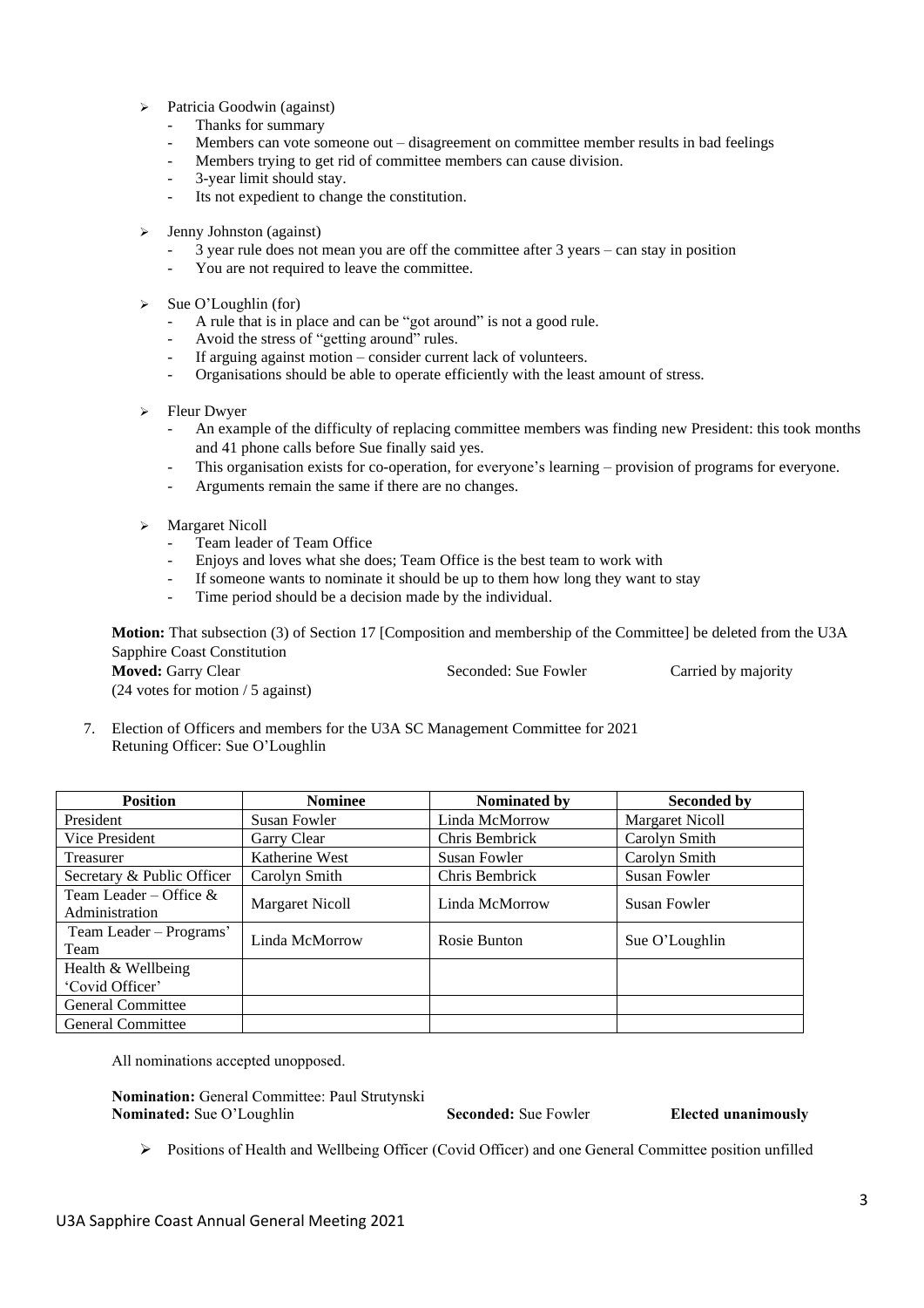- Patricia Goodwin (against)
  - Thanks for summary
  - Members can vote someone out – disagreement on committee member results in bad feelings
  - Members trying to get rid of committee members can cause division.
  - 3-year limit should stay.
  - Its not expedient to change the constitution.

- Jenny Johnston (against)
  - 3 year rule does not mean you are off the committee after 3 years – can stay in position
  - You are not required to leave the committee.

- Sue O'Loughlin (for)
  - A rule that is in place and can be "got around" is not a good rule.
  - Avoid the stress of "getting around" rules.
  - If arguing against motion – consider current lack of volunteers.
  - Organisations should be able to operate efficiently with the least amount of stress.

- Fleur Dwyer
  - An example of the difficulty of replacing committee members was finding new President: this took months and 41 phone calls before Sue finally said yes.
  - This organisation exists for co-operation, for everyone's learning – provision of programs for everyone.
  - Arguments remain the same if there are no changes.

- Margaret Nicoll
  - Team leader of Team Office
  - Enjoys and loves what she does; Team Office is the best team to work with
  - If someone wants to nominate it should be up to them how long they want to stay
  - Time period should be a decision made by the individual.

**Motion:** That subsection (3) of Section 17 [Composition and membership of the Committee] be deleted from the U3A Sapphire Coast Constitution
**Moved:** Garry Clear Seconded: Sue Fowler Carried by majority
(24 votes for motion / 5 against)

7. Election of Officers and members for the U3A SC Management Committee for 2021
   Retuning Officer: Sue O'Loughlin

| Position | Nominee | Nominated by | Seconded by |
|---|---|---|---|
| President | Susan Fowler | Linda McMorrow | Margaret Nicoll |
| Vice President | Garry Clear | Chris Bembrick | Carolyn Smith |
| Treasurer | Katherine West | Susan Fowler | Carolyn Smith |
| Secretary & Public Officer | Carolyn Smith | Chris Bembrick | Susan Fowler |
| Team Leader – Office & Administration | Margaret Nicoll | Linda McMorrow | Susan Fowler |
| Team Leader – Programs' Team | Linda McMorrow | Rosie Bunton | Sue O'Loughlin |
| Health & Wellbeing 'Covid Officer' | | | |
| General Committee | | | |
| General Committee | | | |

All nominations accepted unopposed.

**Nomination:** General Committee: Paul Strutynski
**Nominated:** Sue O'Loughlin **Seconded:** Sue Fowler **Elected unanimously**

- Positions of Health and Wellbeing Officer (Covid Officer) and one General Committee position unfilled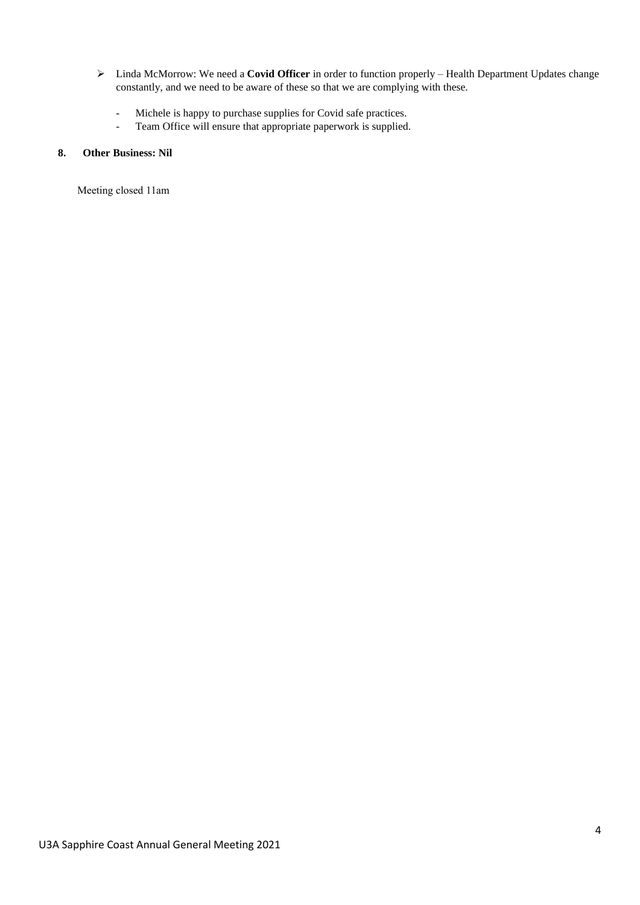- Linda McMorrow: We need a **Covid Officer** in order to function properly – Health Department Updates change constantly, and we need to be aware of these so that we are complying with these.
  - Michele is happy to purchase supplies for Covid safe practices.
  - Team Office will ensure that appropriate paperwork is supplied.

**8. Other Business: Nil**

Meeting closed 11am